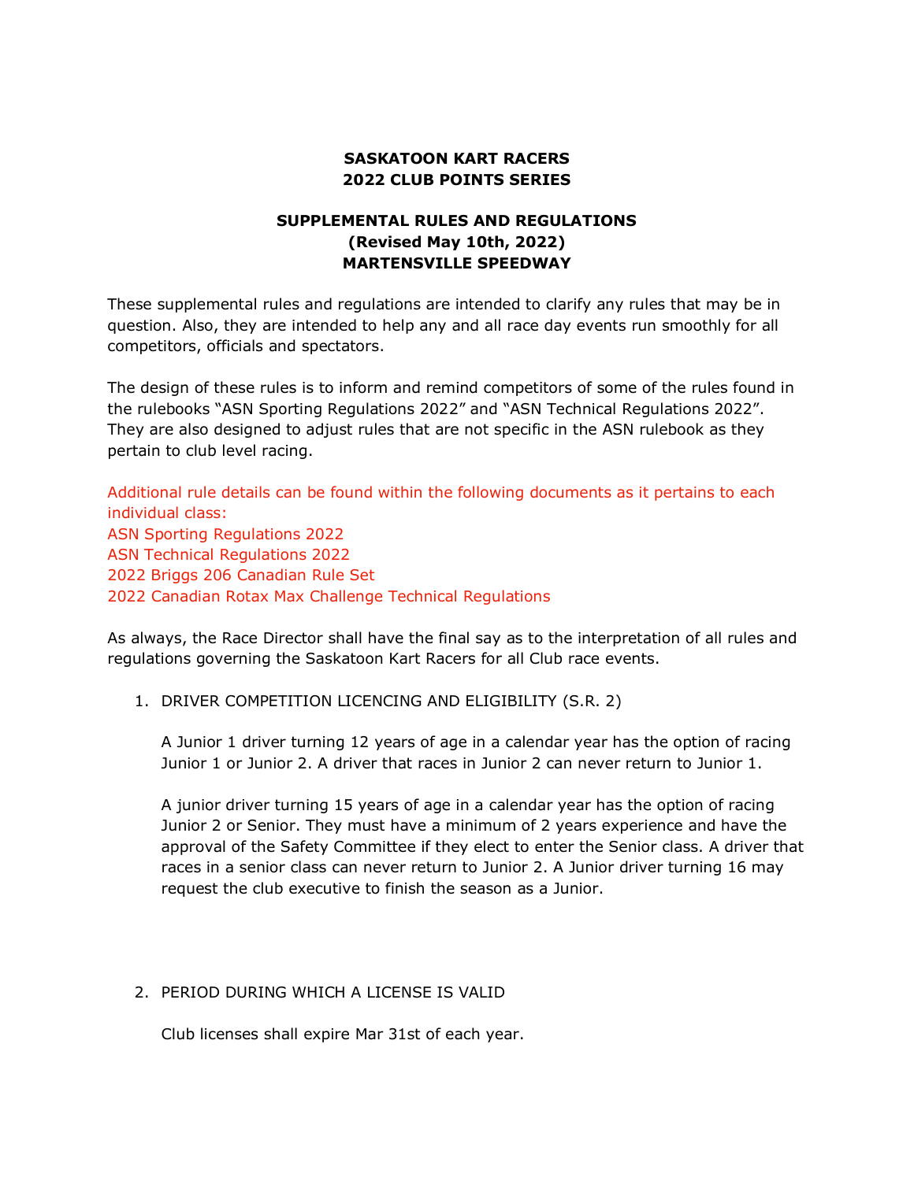**SASKATOON KART RACERS**
**2022 CLUB POINTS SERIES**

**SUPPLEMENTAL RULES AND REGULATIONS**
**(Revised May 10th, 2022)**
**MARTENSVILLE SPEEDWAY**

These supplemental rules and regulations are intended to clarify any rules that may be in question. Also, they are intended to help any and all race day events run smoothly for all competitors, officials and spectators.

The design of these rules is to inform and remind competitors of some of the rules found in the rulebooks "ASN Sporting Regulations 2022" and "ASN Technical Regulations 2022". They are also designed to adjust rules that are not specific in the ASN rulebook as they pertain to club level racing.

Additional rule details can be found within the following documents as it pertains to each individual class:
ASN Sporting Regulations 2022
ASN Technical Regulations 2022
2022 Briggs 206 Canadian Rule Set
2022 Canadian Rotax Max Challenge Technical Regulations

As always, the Race Director shall have the final say as to the interpretation of all rules and regulations governing the Saskatoon Kart Racers for all Club race events.

1. DRIVER COMPETITION LICENCING AND ELIGIBILITY (S.R. 2)

   A Junior 1 driver turning 12 years of age in a calendar year has the option of racing Junior 1 or Junior 2. A driver that races in Junior 2 can never return to Junior 1.

   A junior driver turning 15 years of age in a calendar year has the option of racing Junior 2 or Senior. They must have a minimum of 2 years experience and have the approval of the Safety Committee if they elect to enter the Senior class. A driver that races in a senior class can never return to Junior 2. A Junior driver turning 16 may request the club executive to finish the season as a Junior.

2. PERIOD DURING WHICH A LICENSE IS VALID

   Club licenses shall expire Mar 31st of each year.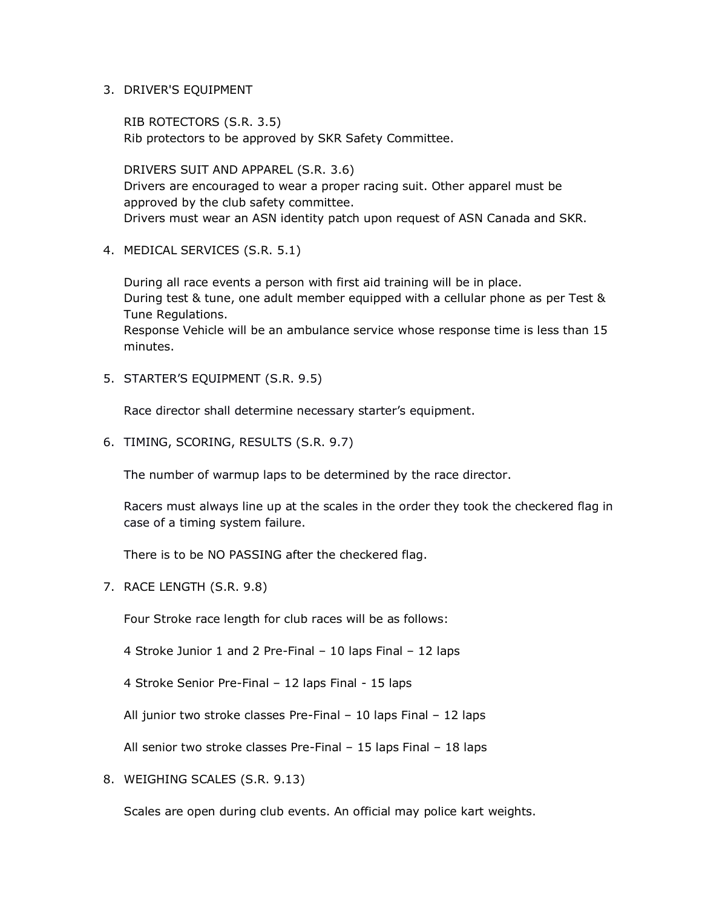3. DRIVER'S EQUIPMENT

   RIB ROTECTORS (S.R. 3.5)
   Rib protectors to be approved by SKR Safety Committee.

   DRIVERS SUIT AND APPAREL (S.R. 3.6)
   Drivers are encouraged to wear a proper racing suit. Other apparel must be approved by the club safety committee.
   Drivers must wear an ASN identity patch upon request of ASN Canada and SKR.

4. MEDICAL SERVICES (S.R. 5.1)

   During all race events a person with first aid training will be in place.
   During test & tune, one adult member equipped with a cellular phone as per Test & Tune Regulations.
   Response Vehicle will be an ambulance service whose response time is less than 15 minutes.

5. STARTER’S EQUIPMENT (S.R. 9.5)

   Race director shall determine necessary starter’s equipment.

6. TIMING, SCORING, RESULTS (S.R. 9.7)

   The number of warmup laps to be determined by the race director.

   Racers must always line up at the scales in the order they took the checkered flag in case of a timing system failure.

   There is to be NO PASSING after the checkered flag.

7. RACE LENGTH (S.R. 9.8)

   Four Stroke race length for club races will be as follows:

   4 Stroke Junior 1 and 2 Pre-Final – 10 laps Final – 12 laps

   4 Stroke Senior Pre-Final – 12 laps Final - 15 laps

   All junior two stroke classes Pre-Final – 10 laps Final – 12 laps

   All senior two stroke classes Pre-Final – 15 laps Final – 18 laps

8. WEIGHING SCALES (S.R. 9.13)

   Scales are open during club events. An official may police kart weights.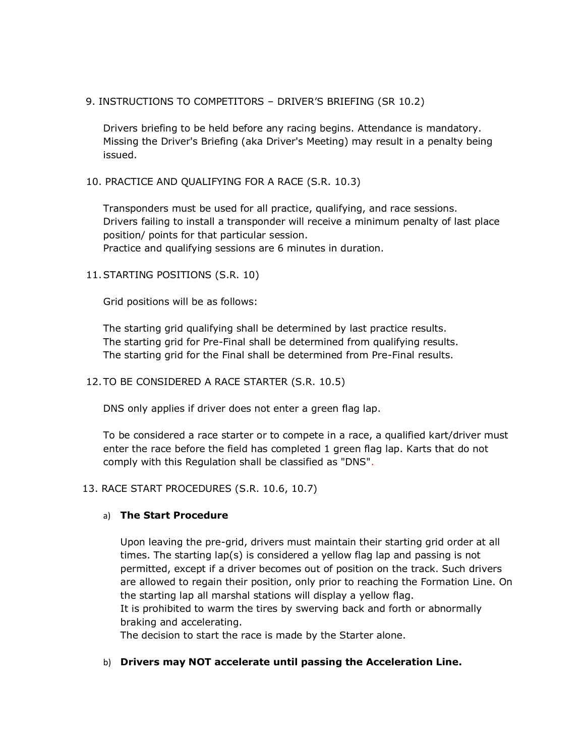## 9. INSTRUCTIONS TO COMPETITORS – DRIVER'S BRIEFING (SR 10.2)

Drivers briefing to be held before any racing begins. Attendance is mandatory. Missing the Driver's Briefing (aka Driver's Meeting) may result in a penalty being issued.

## 10. PRACTICE AND QUALIFYING FOR A RACE (S.R. 10.3)

Transponders must be used for all practice, qualifying, and race sessions. Drivers failing to install a transponder will receive a minimum penalty of last place position/ points for that particular session.
Practice and qualifying sessions are 6 minutes in duration.

## 11. STARTING POSITIONS (S.R. 10)

Grid positions will be as follows:

The starting grid qualifying shall be determined by last practice results.
The starting grid for Pre-Final shall be determined from qualifying results.
The starting grid for the Final shall be determined from Pre-Final results.

## 12. TO BE CONSIDERED A RACE STARTER (S.R. 10.5)

DNS only applies if driver does not enter a green flag lap.

To be considered a race starter or to compete in a race, a qualified kart/driver must enter the race before the field has completed 1 green flag lap. Karts that do not comply with this Regulation shall be classified as "DNS".

## 13. RACE START PROCEDURES (S.R. 10.6, 10.7)

a) **The Start Procedure**

Upon leaving the pre-grid, drivers must maintain their starting grid order at all times. The starting lap(s) is considered a yellow flag lap and passing is not permitted, except if a driver becomes out of position on the track. Such drivers are allowed to regain their position, only prior to reaching the Formation Line. On the starting lap all marshal stations will display a yellow flag.
It is prohibited to warm the tires by swerving back and forth or abnormally braking and accelerating.
The decision to start the race is made by the Starter alone.

b) **Drivers may NOT accelerate until passing the Acceleration Line.**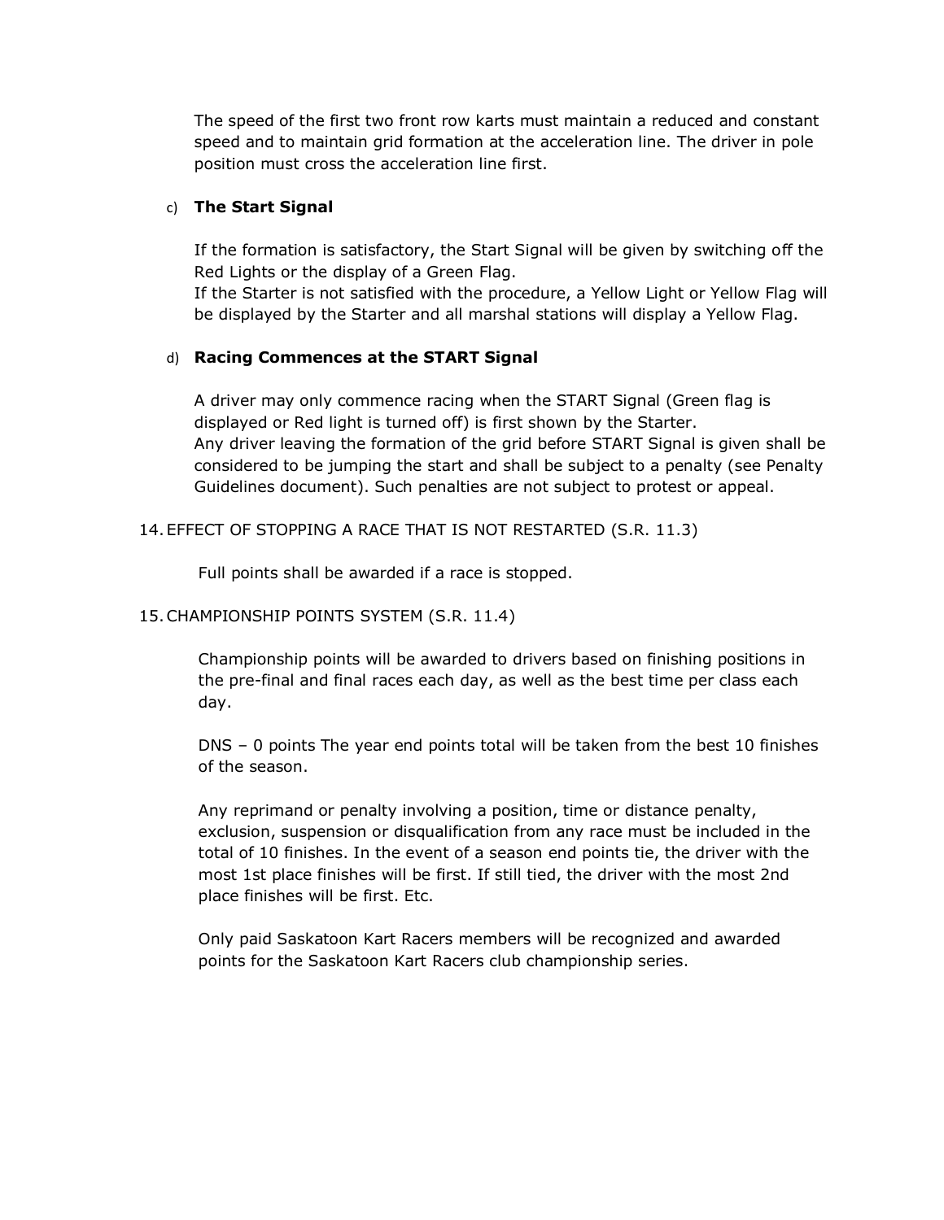The speed of the first two front row karts must maintain a reduced and constant speed and to maintain grid formation at the acceleration line. The driver in pole position must cross the acceleration line first.

c) **The Start Signal**

If the formation is satisfactory, the Start Signal will be given by switching off the Red Lights or the display of a Green Flag.
If the Starter is not satisfied with the procedure, a Yellow Light or Yellow Flag will be displayed by the Starter and all marshal stations will display a Yellow Flag.

d) **Racing Commences at the START Signal**

A driver may only commence racing when the START Signal (Green flag is displayed or Red light is turned off) is first shown by the Starter.
Any driver leaving the formation of the grid before START Signal is given shall be considered to be jumping the start and shall be subject to a penalty (see Penalty Guidelines document). Such penalties are not subject to protest or appeal.

14. EFFECT OF STOPPING A RACE THAT IS NOT RESTARTED (S.R. 11.3)

Full points shall be awarded if a race is stopped.

15. CHAMPIONSHIP POINTS SYSTEM (S.R. 11.4)

Championship points will be awarded to drivers based on finishing positions in the pre-final and final races each day, as well as the best time per class each day.

DNS – 0 points The year end points total will be taken from the best 10 finishes of the season.

Any reprimand or penalty involving a position, time or distance penalty, exclusion, suspension or disqualification from any race must be included in the total of 10 finishes. In the event of a season end points tie, the driver with the most 1st place finishes will be first. If still tied, the driver with the most 2nd place finishes will be first. Etc.

Only paid Saskatoon Kart Racers members will be recognized and awarded points for the Saskatoon Kart Racers club championship series.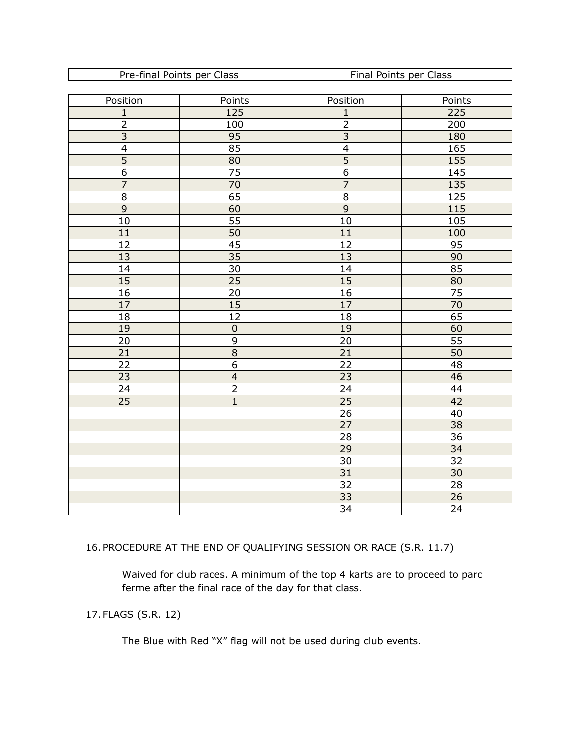| Pre-final Points per Class | | Final Points per Class | |
|---|---|---|---|
| Position | Points | Position | Points |
| 1 | 125 | 1 | 225 |
| 2 | 100 | 2 | 200 |
| 3 | 95 | 3 | 180 |
| 4 | 85 | 4 | 165 |
| 5 | 80 | 5 | 155 |
| 6 | 75 | 6 | 145 |
| 7 | 70 | 7 | 135 |
| 8 | 65 | 8 | 125 |
| 9 | 60 | 9 | 115 |
| 10 | 55 | 10 | 105 |
| 11 | 50 | 11 | 100 |
| 12 | 45 | 12 | 95 |
| 13 | 35 | 13 | 90 |
| 14 | 30 | 14 | 85 |
| 15 | 25 | 15 | 80 |
| 16 | 20 | 16 | 75 |
| 17 | 15 | 17 | 70 |
| 18 | 12 | 18 | 65 |
| 19 | 0 | 19 | 60 |
| 20 | 9 | 20 | 55 |
| 21 | 8 | 21 | 50 |
| 22 | 6 | 22 | 48 |
| 23 | 4 | 23 | 46 |
| 24 | 2 | 24 | 44 |
| 25 | 1 | 25 | 42 |
| | | 26 | 40 |
| | | 27 | 38 |
| | | 28 | 36 |
| | | 29 | 34 |
| | | 30 | 32 |
| | | 31 | 30 |
| | | 32 | 28 |
| | | 33 | 26 |
| | | 34 | 24 |

16. PROCEDURE AT THE END OF QUALIFYING SESSION OR RACE (S.R. 11.7)

Waived for club races. A minimum of the top 4 karts are to proceed to parc ferme after the final race of the day for that class.

17. FLAGS (S.R. 12)

The Blue with Red "X" flag will not be used during club events.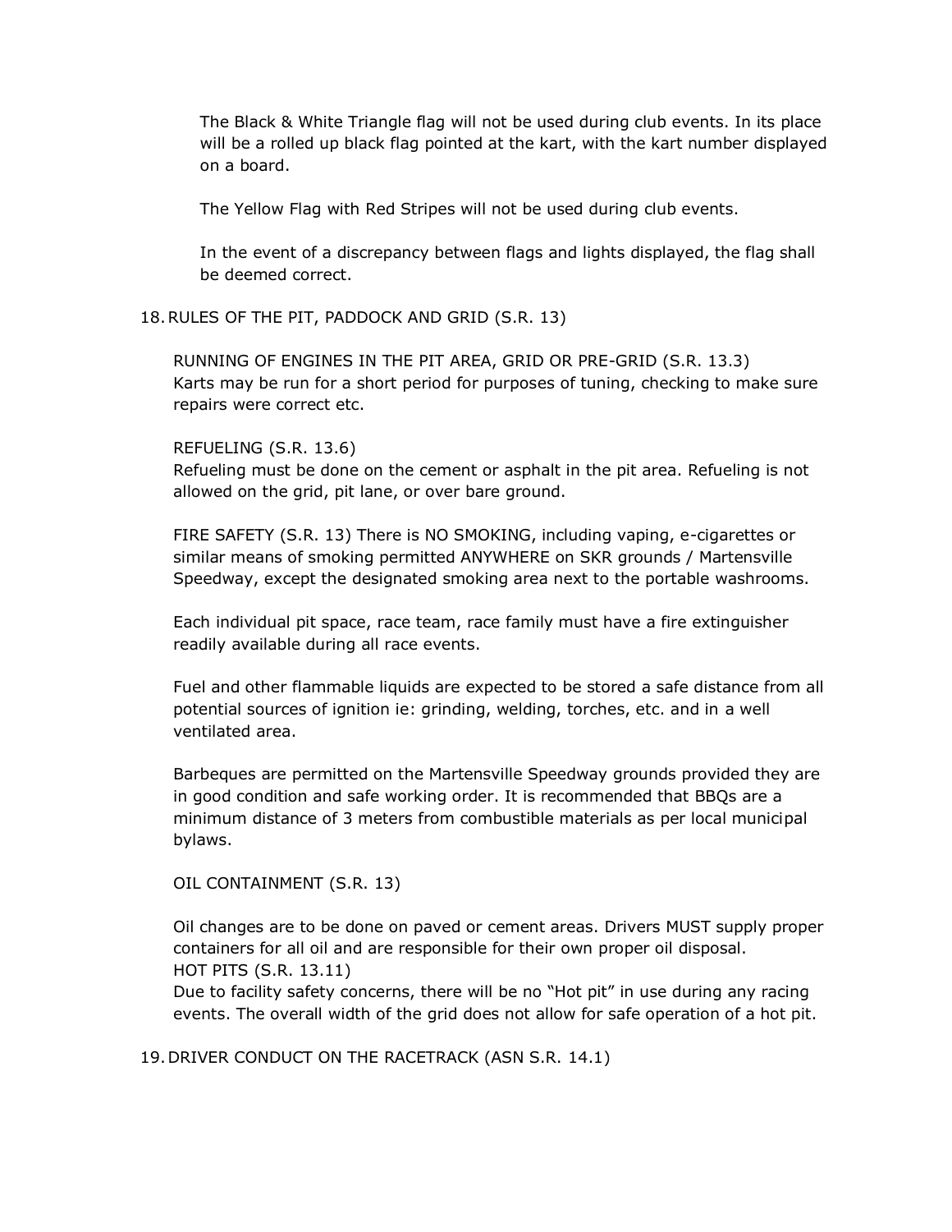The Black & White Triangle flag will not be used during club events. In its place will be a rolled up black flag pointed at the kart, with the kart number displayed on a board.

The Yellow Flag with Red Stripes will not be used during club events.

In the event of a discrepancy between flags and lights displayed, the flag shall be deemed correct.

18. RULES OF THE PIT, PADDOCK AND GRID (S.R. 13)

RUNNING OF ENGINES IN THE PIT AREA, GRID OR PRE-GRID (S.R. 13.3)
Karts may be run for a short period for purposes of tuning, checking to make sure repairs were correct etc.

REFUELING (S.R. 13.6)
Refueling must be done on the cement or asphalt in the pit area. Refueling is not allowed on the grid, pit lane, or over bare ground.

FIRE SAFETY (S.R. 13) There is NO SMOKING, including vaping, e-cigarettes or similar means of smoking permitted ANYWHERE on SKR grounds / Martensville Speedway, except the designated smoking area next to the portable washrooms.

Each individual pit space, race team, race family must have a fire extinguisher readily available during all race events.

Fuel and other flammable liquids are expected to be stored a safe distance from all potential sources of ignition ie: grinding, welding, torches, etc. and in a well ventilated area.

Barbeques are permitted on the Martensville Speedway grounds provided they are in good condition and safe working order. It is recommended that BBQs are a minimum distance of 3 meters from combustible materials as per local municipal bylaws.

OIL CONTAINMENT (S.R. 13)

Oil changes are to be done on paved or cement areas. Drivers MUST supply proper containers for all oil and are responsible for their own proper oil disposal.
HOT PITS (S.R. 13.11)
Due to facility safety concerns, there will be no "Hot pit" in use during any racing events. The overall width of the grid does not allow for safe operation of a hot pit.

19. DRIVER CONDUCT ON THE RACETRACK (ASN S.R. 14.1)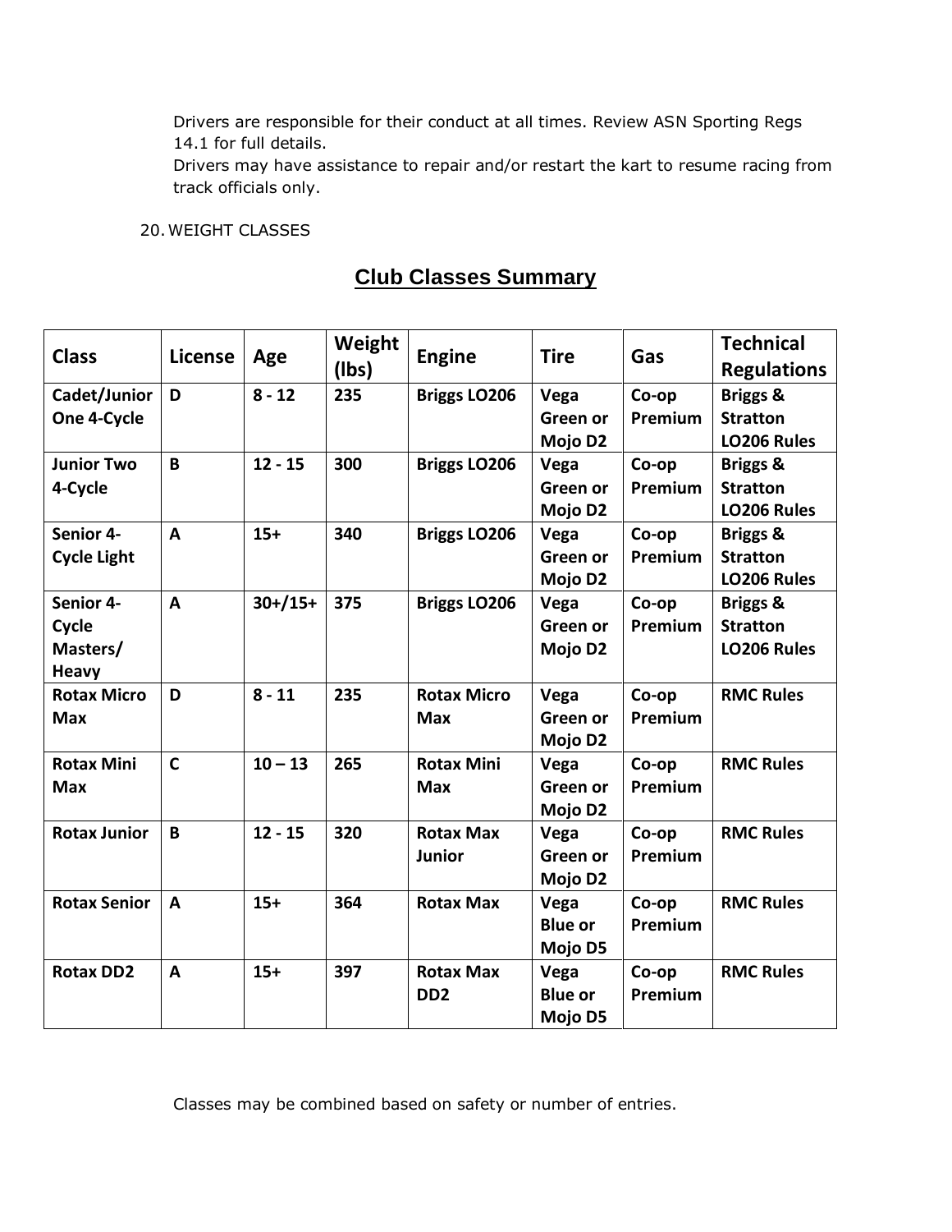Drivers are responsible for their conduct at all times. Review ASN Sporting Regs 14.1 for full details.
Drivers may have assistance to repair and/or restart the kart to resume racing from track officials only.

20. WEIGHT CLASSES

## Club Classes Summary

| Class | License | Age | Weight (lbs) | Engine | Tire | Gas | Technical Regulations |
|---|---|---|---|---|---|---|---|
| **Cadet/Junior One 4-Cycle** | **D** | **8 - 12** | **235** | **Briggs LO206** | **Vega Green or Mojo D2** | **Co-op Premium** | **Briggs & Stratton LO206 Rules** |
| **Junior Two 4-Cycle** | **B** | **12 - 15** | **300** | **Briggs LO206** | **Vega Green or Mojo D2** | **Co-op Premium** | **Briggs & Stratton LO206 Rules** |
| **Senior 4-Cycle Light** | **A** | **15+** | **340** | **Briggs LO206** | **Vega Green or Mojo D2** | **Co-op Premium** | **Briggs & Stratton LO206 Rules** |
| **Senior 4-Cycle Masters/ Heavy** | **A** | **30+/15+** | **375** | **Briggs LO206** | **Vega Green or Mojo D2** | **Co-op Premium** | **Briggs & Stratton LO206 Rules** |
| **Rotax Micro Max** | **D** | **8 - 11** | **235** | **Rotax Micro Max** | **Vega Green or Mojo D2** | **Co-op Premium** | **RMC Rules** |
| **Rotax Mini Max** | **C** | **10 – 13** | **265** | **Rotax Mini Max** | **Vega Green or Mojo D2** | **Co-op Premium** | **RMC Rules** |
| **Rotax Junior** | **B** | **12 - 15** | **320** | **Rotax Max Junior** | **Vega Green or Mojo D2** | **Co-op Premium** | **RMC Rules** |
| **Rotax Senior** | **A** | **15+** | **364** | **Rotax Max** | **Vega Blue or Mojo D5** | **Co-op Premium** | **RMC Rules** |
| **Rotax DD2** | **A** | **15+** | **397** | **Rotax Max DD2** | **Vega Blue or Mojo D5** | **Co-op Premium** | **RMC Rules** |

Classes may be combined based on safety or number of entries.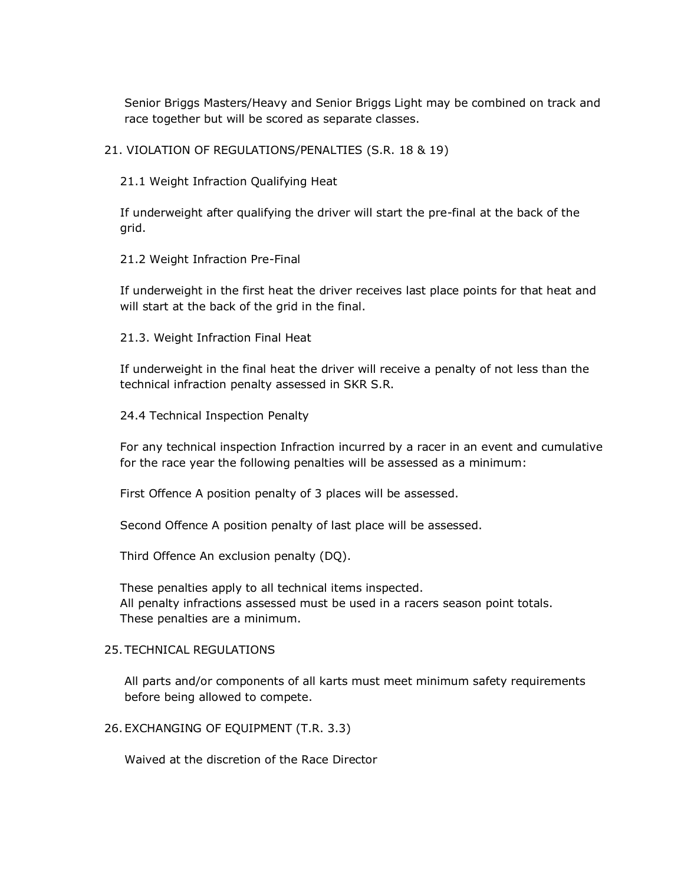Senior Briggs Masters/Heavy and Senior Briggs Light may be combined on track and race together but will be scored as separate classes.

## 21. VIOLATION OF REGULATIONS/PENALTIES (S.R. 18 & 19)

### 21.1 Weight Infraction Qualifying Heat

If underweight after qualifying the driver will start the pre-final at the back of the grid.

### 21.2 Weight Infraction Pre-Final

If underweight in the first heat the driver receives last place points for that heat and will start at the back of the grid in the final.

### 21.3. Weight Infraction Final Heat

If underweight in the final heat the driver will receive a penalty of not less than the technical infraction penalty assessed in SKR S.R.

### 24.4 Technical Inspection Penalty

For any technical inspection Infraction incurred by a racer in an event and cumulative for the race year the following penalties will be assessed as a minimum:

First Offence A position penalty of 3 places will be assessed.

Second Offence A position penalty of last place will be assessed.

Third Offence An exclusion penalty (DQ).

These penalties apply to all technical items inspected.
All penalty infractions assessed must be used in a racers season point totals.
These penalties are a minimum.

## 25. TECHNICAL REGULATIONS

All parts and/or components of all karts must meet minimum safety requirements before being allowed to compete.

## 26. EXCHANGING OF EQUIPMENT (T.R. 3.3)

Waived at the discretion of the Race Director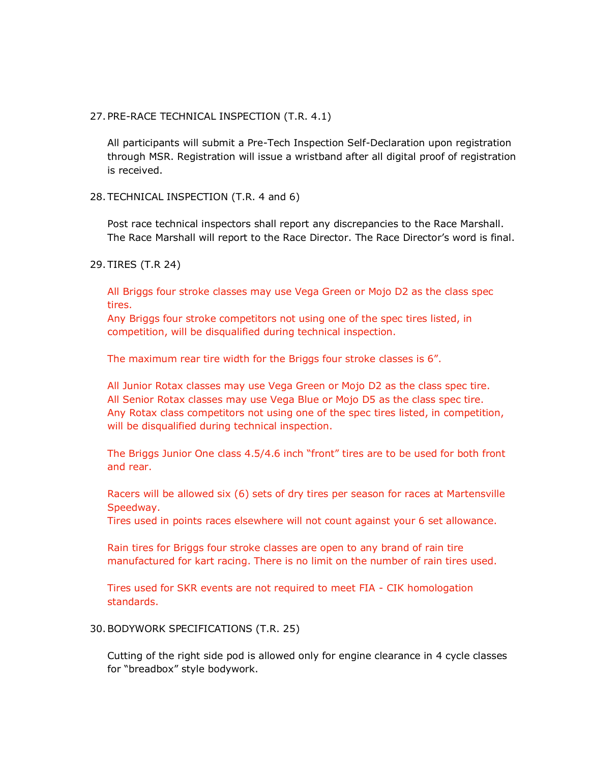27. PRE-RACE TECHNICAL INSPECTION (T.R. 4.1)

    All participants will submit a Pre-Tech Inspection Self-Declaration upon registration through MSR. Registration will issue a wristband after all digital proof of registration is received.

28. TECHNICAL INSPECTION (T.R. 4 and 6)

    Post race technical inspectors shall report any discrepancies to the Race Marshall. The Race Marshall will report to the Race Director. The Race Director's word is final.

29. TIRES (T.R 24)

    All Briggs four stroke classes may use Vega Green or Mojo D2 as the class spec tires.
    Any Briggs four stroke competitors not using one of the spec tires listed, in competition, will be disqualified during technical inspection.

    The maximum rear tire width for the Briggs four stroke classes is 6".

    All Junior Rotax classes may use Vega Green or Mojo D2 as the class spec tire.
    All Senior Rotax classes may use Vega Blue or Mojo D5 as the class spec tire.
    Any Rotax class competitors not using one of the spec tires listed, in competition, will be disqualified during technical inspection.

    The Briggs Junior One class 4.5/4.6 inch "front" tires are to be used for both front and rear.

    Racers will be allowed six (6) sets of dry tires per season for races at Martensville Speedway.
    Tires used in points races elsewhere will not count against your 6 set allowance.

    Rain tires for Briggs four stroke classes are open to any brand of rain tire manufactured for kart racing. There is no limit on the number of rain tires used.

    Tires used for SKR events are not required to meet FIA - CIK homologation standards.

30. BODYWORK SPECIFICATIONS (T.R. 25)

    Cutting of the right side pod is allowed only for engine clearance in 4 cycle classes for "breadbox" style bodywork.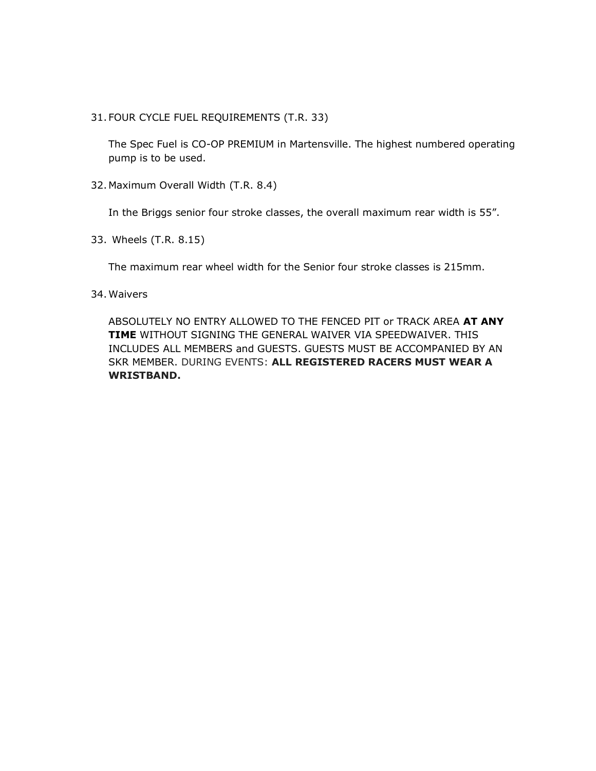31. FOUR CYCLE FUEL REQUIREMENTS (T.R. 33)

    The Spec Fuel is CO-OP PREMIUM in Martensville. The highest numbered operating pump is to be used.

32. Maximum Overall Width (T.R. 8.4)

    In the Briggs senior four stroke classes, the overall maximum rear width is 55".

33. Wheels (T.R. 8.15)

    The maximum rear wheel width for the Senior four stroke classes is 215mm.

34. Waivers

    ABSOLUTELY NO ENTRY ALLOWED TO THE FENCED PIT or TRACK AREA **AT ANY TIME** WITHOUT SIGNING THE GENERAL WAIVER VIA SPEEDWAIVER. THIS INCLUDES ALL MEMBERS and GUESTS. GUESTS MUST BE ACCOMPANIED BY AN SKR MEMBER. DURING EVENTS: **ALL REGISTERED RACERS MUST WEAR A WRISTBAND.**